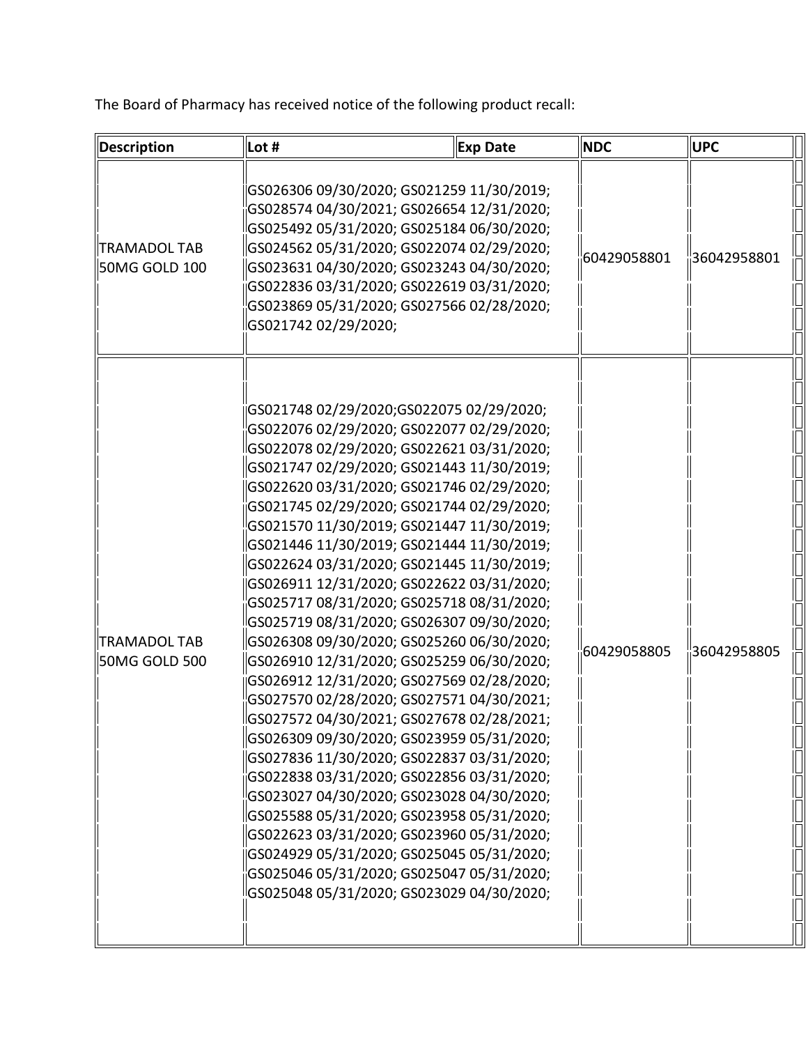The Board of Pharmacy has received notice of the following product recall:

| Description | Lot # | Exp Date | NDC | UPC |
|---|---|---|---|---|
| TRAMADOL TAB 50MG GOLD 100 | GS026306 09/30/2020; GS021259 11/30/2019; GS028574 04/30/2021; GS026654 12/31/2020; GS025492 05/31/2020; GS025184 06/30/2020; GS024562 05/31/2020; GS022074 02/29/2020; GS023631 04/30/2020; GS023243 04/30/2020; GS022836 03/31/2020; GS022619 03/31/2020; GS023869 05/31/2020; GS027566 02/28/2020; GS021742 02/29/2020; | | 60429058801 | 36042958801 |
| TRAMADOL TAB 50MG GOLD 500 | GS021748 02/29/2020;GS022075 02/29/2020; GS022076 02/29/2020; GS022077 02/29/2020; GS022078 02/29/2020; GS022621 03/31/2020; GS021747 02/29/2020; GS021443 11/30/2019; GS022620 03/31/2020; GS021746 02/29/2020; GS021745 02/29/2020; GS021744 02/29/2020; GS021570 11/30/2019; GS021447 11/30/2019; GS021446 11/30/2019; GS021444 11/30/2019; GS022624 03/31/2020; GS021445 11/30/2019; GS026911 12/31/2020; GS022622 03/31/2020; GS025717 08/31/2020; GS025718 08/31/2020; GS025719 08/31/2020; GS026307 09/30/2020; GS026308 09/30/2020; GS025260 06/30/2020; GS026910 12/31/2020; GS025259 06/30/2020; GS026912 12/31/2020; GS027569 02/28/2020; GS027570 02/28/2020; GS027571 04/30/2021; GS027572 04/30/2021; GS027678 02/28/2021; GS026309 09/30/2020; GS023959 05/31/2020; GS027836 11/30/2020; GS022837 03/31/2020; GS022838 03/31/2020; GS022856 03/31/2020; GS023027 04/30/2020; GS023028 04/30/2020; GS025588 05/31/2020; GS023958 05/31/2020; GS022623 03/31/2020; GS023960 05/31/2020; GS024929 05/31/2020; GS025045 05/31/2020; GS025046 05/31/2020; GS025047 05/31/2020; GS025048 05/31/2020; GS023029 04/30/2020; | | 60429058805 | 36042958805 |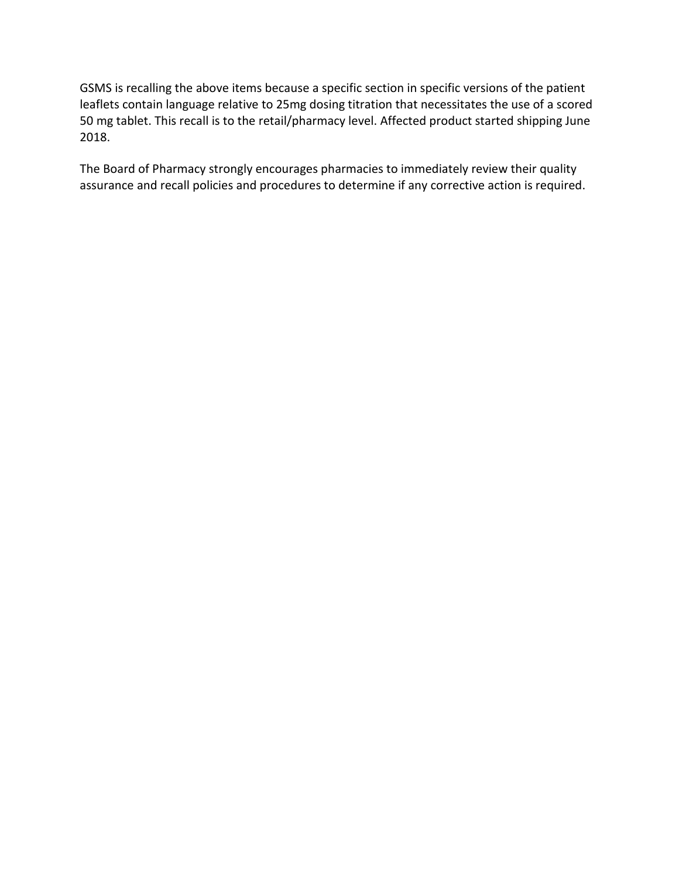GSMS is recalling the above items because a specific section in specific versions of the patient leaflets contain language relative to 25mg dosing titration that necessitates the use of a scored 50 mg tablet. This recall is to the retail/pharmacy level. Affected product started shipping June 2018.

The Board of Pharmacy strongly encourages pharmacies to immediately review their quality assurance and recall policies and procedures to determine if any corrective action is required.